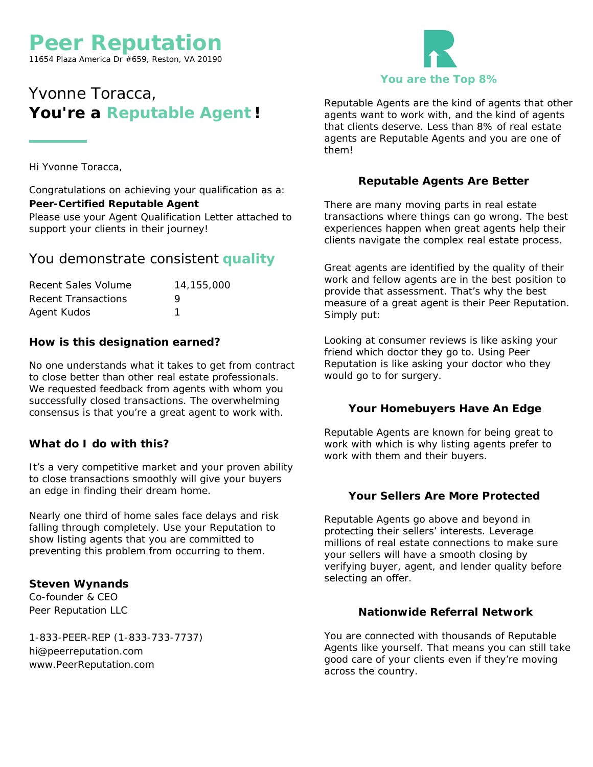# Peer Reputation

11654 Plaza America Dr #659, Reston, VA 20190

## Yvonne Toracca, **You're a Reputable Agent!**

Hi Yvonne Toracca,

Congratulations on achieving your qualification as a:

**Peer-Certified Reputable Agent**

Please use your Agent Qualification Letter attached to support your clients in their journey!

## You demonstrate consistent quality

| | |
|---|---|
| Recent Sales Volume | 14,155,000 |
| Recent Transactions | 9 |
| Agent Kudos | 1 |

### How is this designation earned?

No one understands what it takes to get from contract to close better than other real estate professionals. We requested feedback from agents with whom you successfully closed transactions. The overwhelming consensus is that you're a great agent to work with.

### What do I do with this?

It's a very competitive market and your proven ability to close transactions smoothly will give your buyers an edge in finding their dream home.

Nearly one third of home sales face delays and risk falling through completely. Use your Reputation to show listing agents that you are committed to preventing this problem from occurring to them.

**Steven Wynands**
Co-founder & CEO
Peer Reputation LLC

1-833-PEER-REP (1-833-733-7737)
hi@peerreputation.com
www.PeerReputation.com

**You are the Top 8%**

Reputable Agents are the kind of agents that other agents want to work with, and the kind of agents that clients deserve. Less than 8% of real estate agents are Reputable Agents and you are one of them!

### Reputable Agents Are Better

There are many moving parts in real estate transactions where things can go wrong. The best experiences happen when great agents help their clients navigate the complex real estate process.

Great agents are identified by the quality of their work and fellow agents are in the best position to provide that assessment. That's why the best measure of a great agent is their Peer Reputation. Simply put:

Looking at consumer reviews is like asking your friend which doctor they go to. Using Peer Reputation is like asking your doctor who they would go to for surgery.

### Your Homebuyers Have An Edge

Reputable Agents are known for being great to work with which is why listing agents prefer to work with them and their buyers.

### Your Sellers Are More Protected

Reputable Agents go above and beyond in protecting their sellers' interests. Leverage millions of real estate connections to make sure your sellers will have a smooth closing by verifying buyer, agent, and lender quality before selecting an offer.

### Nationwide Referral Network

You are connected with thousands of Reputable Agents like yourself. That means you can still take good care of your clients even if they're moving across the country.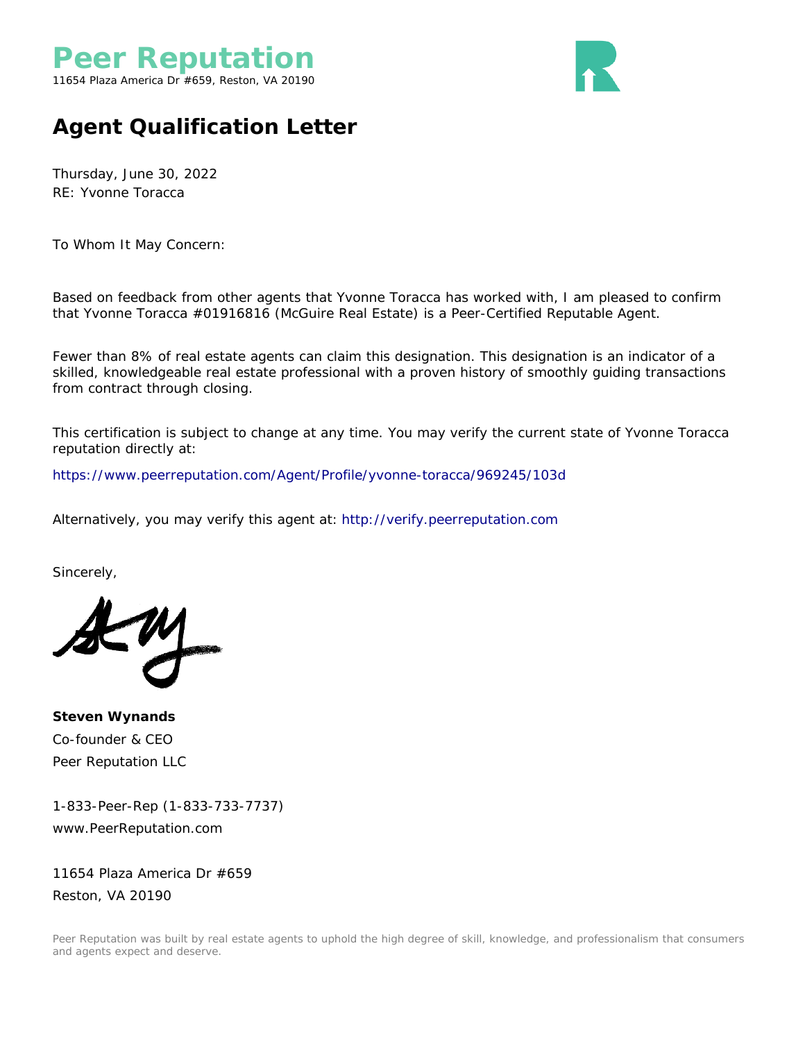# Peer Reputation

11654 Plaza America Dr #659, Reston, VA 20190

## Agent Qualification Letter

Thursday, June 30, 2022
RE: Yvonne Toracca

To Whom It May Concern:

Based on feedback from other agents that Yvonne Toracca has worked with, I am pleased to confirm that Yvonne Toracca #01916816 (McGuire Real Estate) is a Peer-Certified Reputable Agent.

Fewer than 8% of real estate agents can claim this designation. This designation is an indicator of a skilled, knowledgeable real estate professional with a proven history of smoothly guiding transactions from contract through closing.

This certification is subject to change at any time. You may verify the current state of Yvonne Toracca reputation directly at:

https://www.peerreputation.com/Agent/Profile/yvonne-toracca/969245/103d

Alternatively, you may verify this agent at: http://verify.peerreputation.com

Sincerely,

**Steven Wynands**
Co-founder & CEO
Peer Reputation LLC

1-833-Peer-Rep (1-833-733-7737)
www.PeerReputation.com

11654 Plaza America Dr #659
Reston, VA 20190

Peer Reputation was built by real estate agents to uphold the high degree of skill, knowledge, and professionalism that consumers and agents expect and deserve.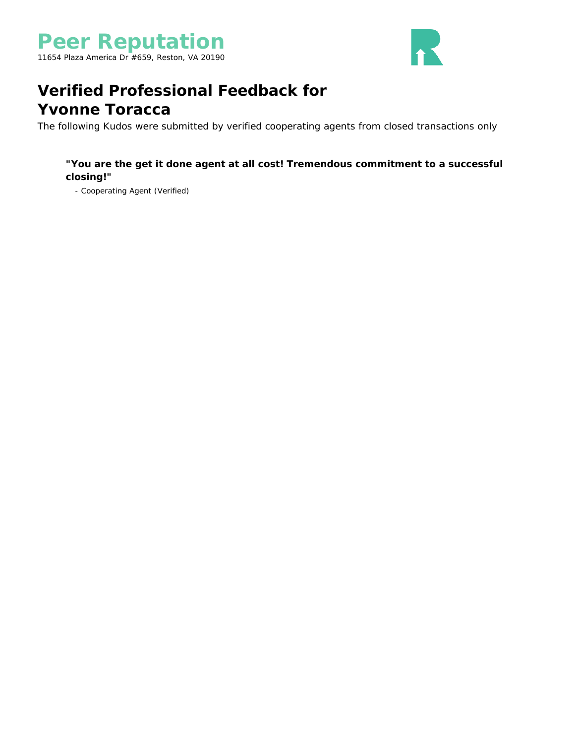# Peer Reputation

11654 Plaza America Dr #659, Reston, VA 20190

## Verified Professional Feedback for Yvonne Toracca

The following Kudos were submitted by verified cooperating agents from closed transactions only

> **"You are the get it done agent at all cost! Tremendous commitment to a successful closing!"**
>
> - Cooperating Agent (Verified)